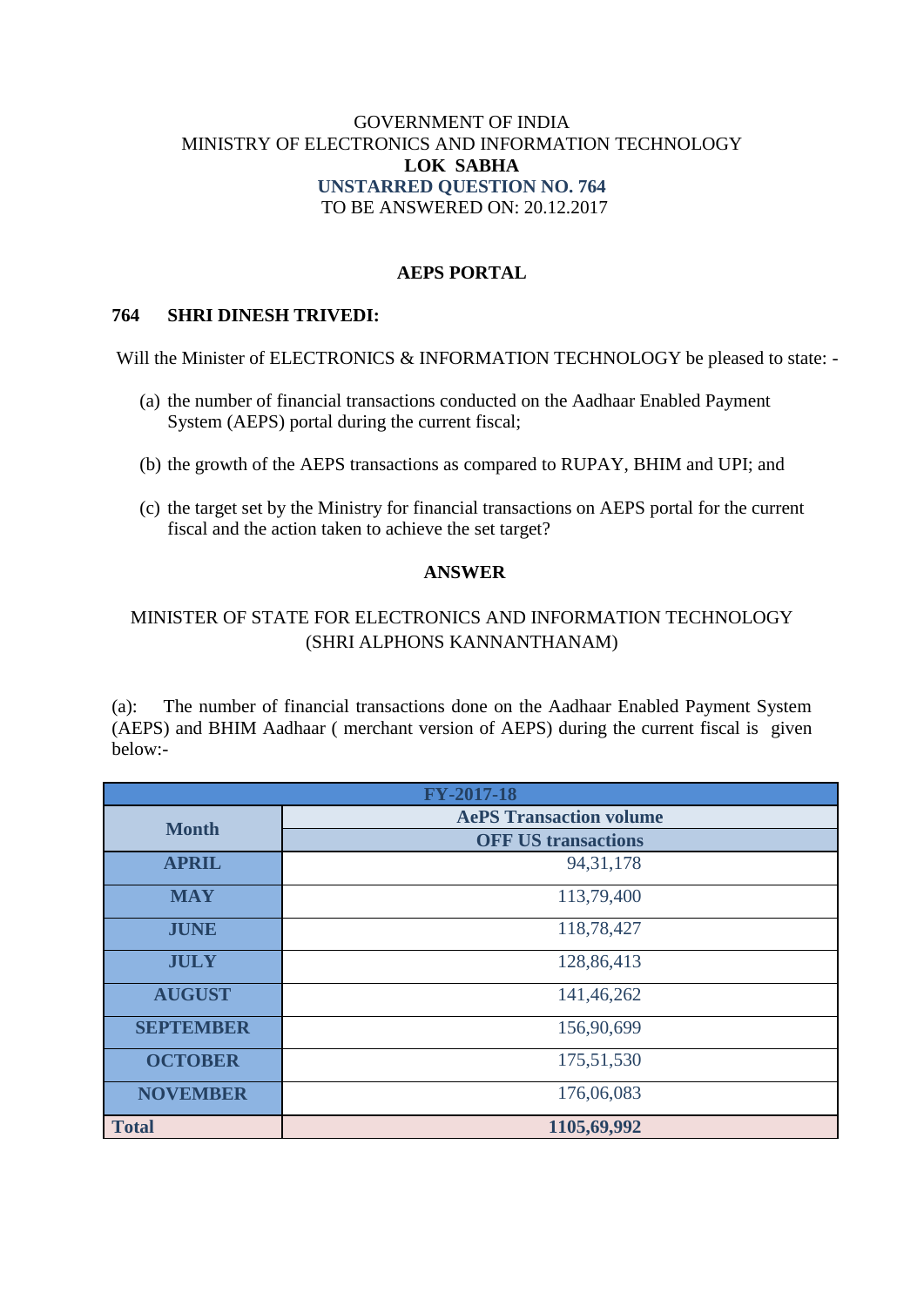GOVERNMENT OF INDIA
MINISTRY OF ELECTRONICS AND INFORMATION TECHNOLOGY
**LOK SABHA**
**UNSTARRED QUESTION NO. 764**
TO BE ANSWERED ON: 20.12.2017

## AEPS PORTAL

**764 SHRI DINESH TRIVEDI:**

Will the Minister of ELECTRONICS & INFORMATION TECHNOLOGY be pleased to state: -

(a) the number of financial transactions conducted on the Aadhaar Enabled Payment System (AEPS) portal during the current fiscal;

(b) the growth of the AEPS transactions as compared to RUPAY, BHIM and UPI; and

(c) the target set by the Ministry for financial transactions on AEPS portal for the current fiscal and the action taken to achieve the set target?

## ANSWER

MINISTER OF STATE FOR ELECTRONICS AND INFORMATION TECHNOLOGY
(SHRI ALPHONS KANNANTHANAM)

(a): The number of financial transactions done on the Aadhaar Enabled Payment System (AEPS) and BHIM Aadhaar ( merchant version of AEPS) during the current fiscal is given below:-

| FY-2017-18 | |
|---|---|
| **Month** | **AePS Transaction volume** |
| | **OFF US transactions** |
| **APRIL** | 94,31,178 |
| **MAY** | 113,79,400 |
| **JUNE** | 118,78,427 |
| **JULY** | 128,86,413 |
| **AUGUST** | 141,46,262 |
| **SEPTEMBER** | 156,90,699 |
| **OCTOBER** | 175,51,530 |
| **NOVEMBER** | 176,06,083 |
| **Total** | **1105,69,992** |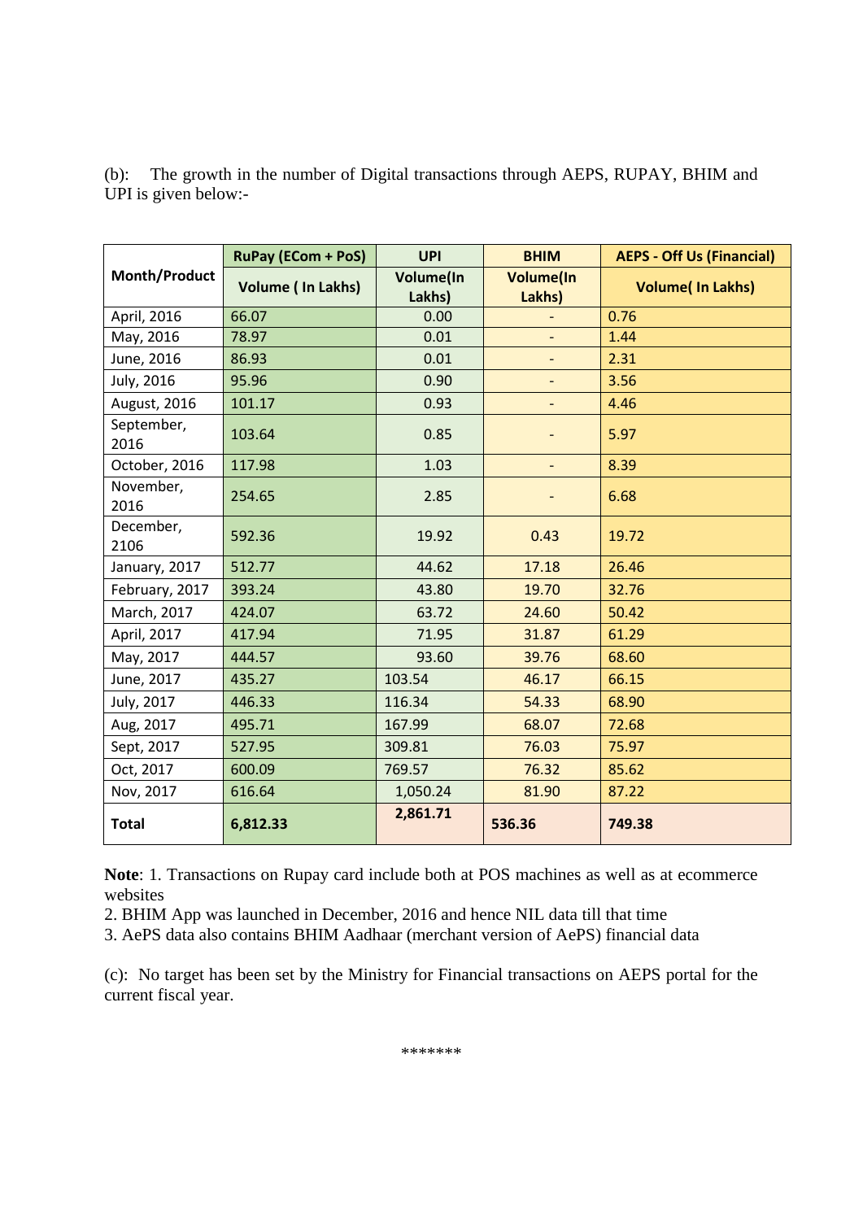(b): The growth in the number of Digital transactions through AEPS, RUPAY, BHIM and UPI is given below:-

| Month/Product | RuPay (ECom + PoS) | UPI | BHIM | AEPS - Off Us (Financial) |
|---|---|---|---|---|
| | Volume ( In Lakhs) | Volume(In Lakhs) | Volume(In Lakhs) | Volume( In Lakhs) |
| April, 2016 | 66.07 | 0.00 | - | 0.76 |
| May, 2016 | 78.97 | 0.01 | - | 1.44 |
| June, 2016 | 86.93 | 0.01 | - | 2.31 |
| July, 2016 | 95.96 | 0.90 | - | 3.56 |
| August, 2016 | 101.17 | 0.93 | - | 4.46 |
| September, 2016 | 103.64 | 0.85 | - | 5.97 |
| October, 2016 | 117.98 | 1.03 | - | 8.39 |
| November, 2016 | 254.65 | 2.85 | - | 6.68 |
| December, 2106 | 592.36 | 19.92 | 0.43 | 19.72 |
| January, 2017 | 512.77 | 44.62 | 17.18 | 26.46 |
| February, 2017 | 393.24 | 43.80 | 19.70 | 32.76 |
| March, 2017 | 424.07 | 63.72 | 24.60 | 50.42 |
| April, 2017 | 417.94 | 71.95 | 31.87 | 61.29 |
| May, 2017 | 444.57 | 93.60 | 39.76 | 68.60 |
| June, 2017 | 435.27 | 103.54 | 46.17 | 66.15 |
| July, 2017 | 446.33 | 116.34 | 54.33 | 68.90 |
| Aug, 2017 | 495.71 | 167.99 | 68.07 | 72.68 |
| Sept, 2017 | 527.95 | 309.81 | 76.03 | 75.97 |
| Oct, 2017 | 600.09 | 769.57 | 76.32 | 85.62 |
| Nov, 2017 | 616.64 | 1,050.24 | 81.90 | 87.22 |
| **Total** | **6,812.33** | **2,861.71** | **536.36** | **749.38** |

**Note**: 1. Transactions on Rupay card include both at POS machines as well as at ecommerce websites
2. BHIM App was launched in December, 2016 and hence NIL data till that time
3. AePS data also contains BHIM Aadhaar (merchant version of AePS) financial data

(c): No target has been set by the Ministry for Financial transactions on AEPS portal for the current fiscal year.

*******